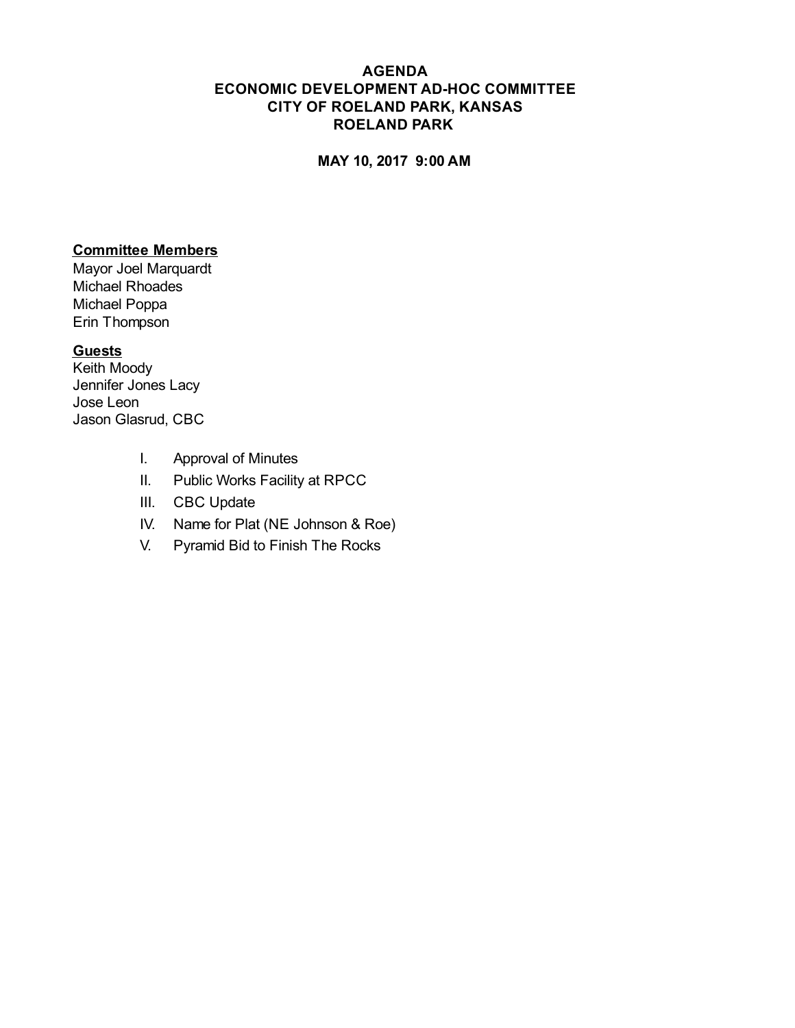# AGENDA
# ECONOMIC DEVELOPMENT AD-HOC COMMITTEE
# CITY OF ROELAND PARK, KANSAS
# ROELAND PARK

**MAY 10, 2017 9:00 AM**

**Committee Members**

Mayor Joel Marquardt
Michael Rhoades
Michael Poppa
Erin Thompson

**Guests**

Keith Moody
Jennifer Jones Lacy
Jose Leon
Jason Glasrud, CBC

I. Approval of Minutes
II. Public Works Facility at RPCC
III. CBC Update
IV. Name for Plat (NE Johnson & Roe)
V. Pyramid Bid to Finish The Rocks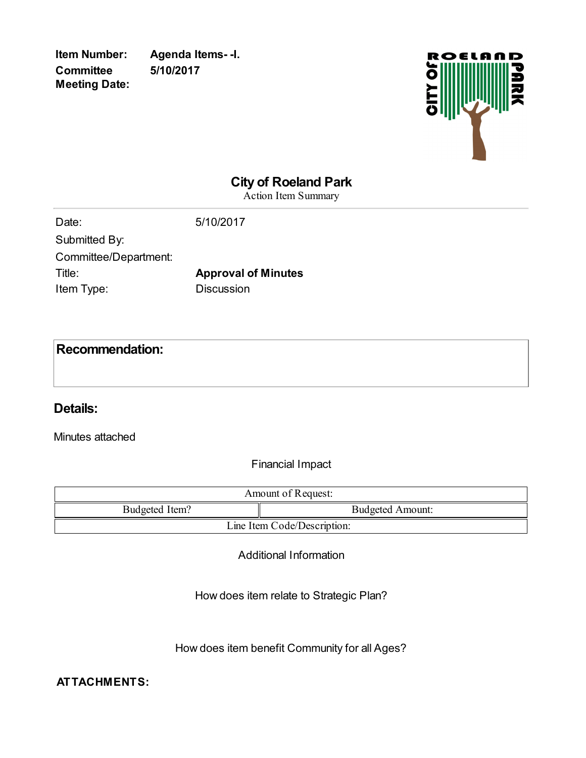**Item Number:** Agenda Items- -I.
**Committee Meeting Date:** 5/10/2017

# City of Roeland Park

Action Item Summary

---

| | |
|---|---|
| Date: | 5/10/2017 |
| Submitted By: | |
| Committee/Department: | |
| Title: | **Approval of Minutes** |
| Item Type: | Discussion |

## Recommendation:

## Details:

Minutes attached

Financial Impact

| Amount of Request: | |
|---|---|
| Budgeted Item? | Budgeted Amount: |
| Line Item Code/Description: | |

Additional Information

How does item relate to Strategic Plan?

How does item benefit Community for all Ages?

**ATTACHMENTS:**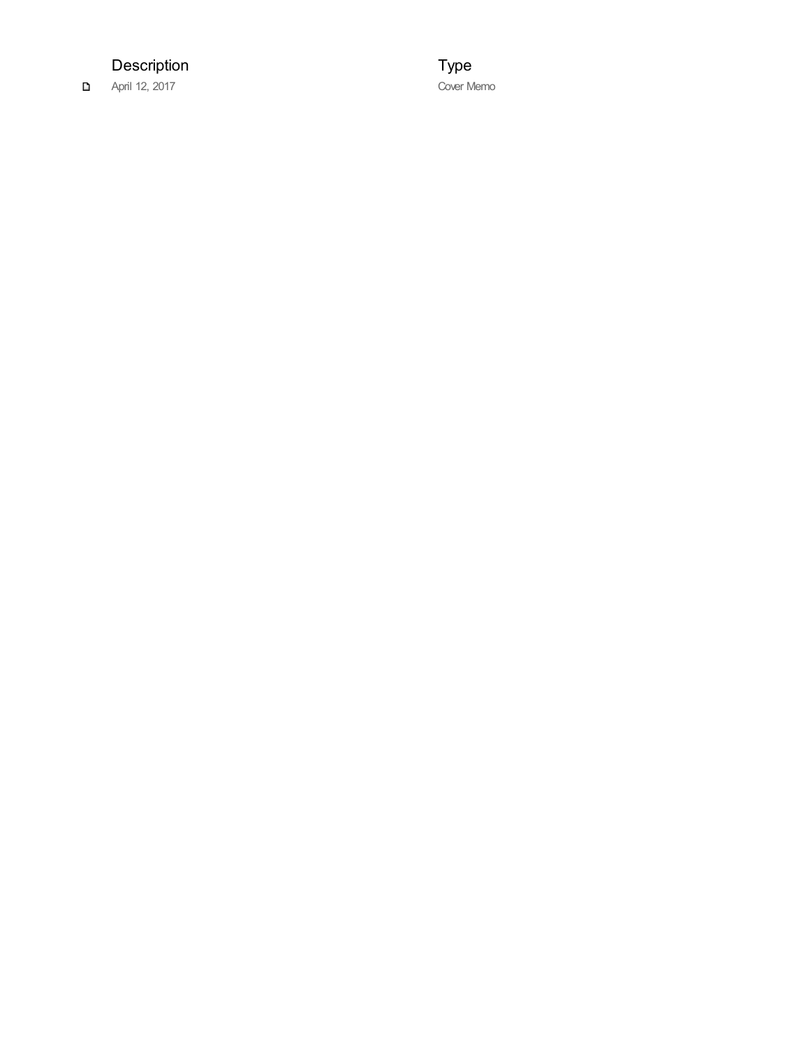| Description | Type |
| --- | --- |
| April 12, 2017 | Cover Memo |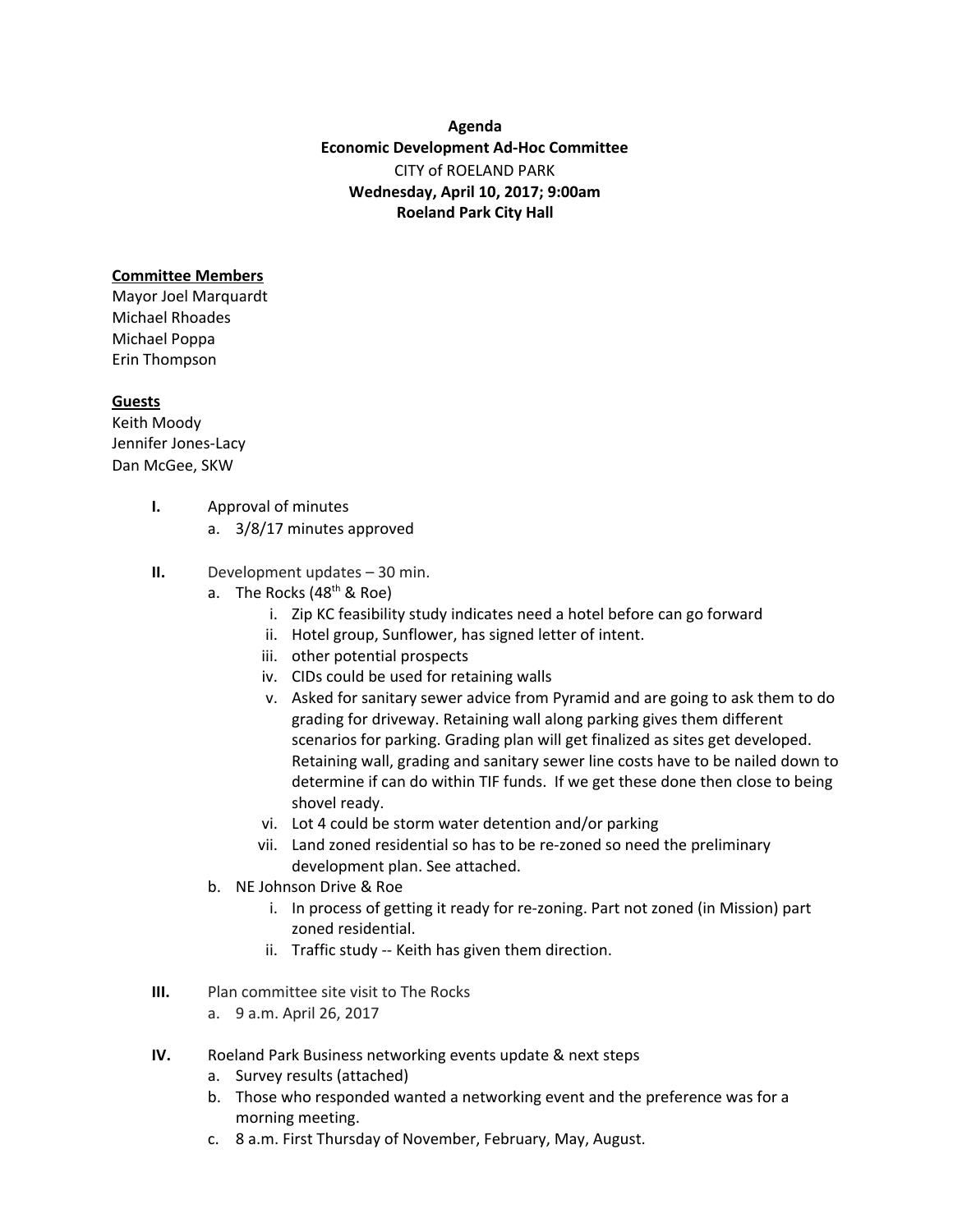**Agenda**
**Economic Development Ad-Hoc Committee**
CITY of ROELAND PARK
**Wednesday, April 10, 2017; 9:00am**
**Roeland Park City Hall**

**Committee Members**

Mayor Joel Marquardt
Michael Rhoades
Michael Poppa
Erin Thompson

**Guests**

Keith Moody
Jennifer Jones-Lacy
Dan McGee, SKW

**I.** Approval of minutes
   a. 3/8/17 minutes approved

**II.** Development updates – 30 min.
   a. The Rocks (48th & Roe)
      i. Zip KC feasibility study indicates need a hotel before can go forward
      ii. Hotel group, Sunflower, has signed letter of intent.
      iii. other potential prospects
      iv. CIDs could be used for retaining walls
      v. Asked for sanitary sewer advice from Pyramid and are going to ask them to do grading for driveway. Retaining wall along parking gives them different scenarios for parking. Grading plan will get finalized as sites get developed. Retaining wall, grading and sanitary sewer line costs have to be nailed down to determine if can do within TIF funds. If we get these done then close to being shovel ready.
      vi. Lot 4 could be storm water detention and/or parking
      vii. Land zoned residential so has to be re-zoned so need the preliminary development plan. See attached.
   b. NE Johnson Drive & Roe
      i. In process of getting it ready for re-zoning. Part not zoned (in Mission) part zoned residential.
      ii. Traffic study -- Keith has given them direction.

**III.** Plan committee site visit to The Rocks
   a. 9 a.m. April 26, 2017

**IV.** Roeland Park Business networking events update & next steps
   a. Survey results (attached)
   b. Those who responded wanted a networking event and the preference was for a morning meeting.
   c. 8 a.m. First Thursday of November, February, May, August.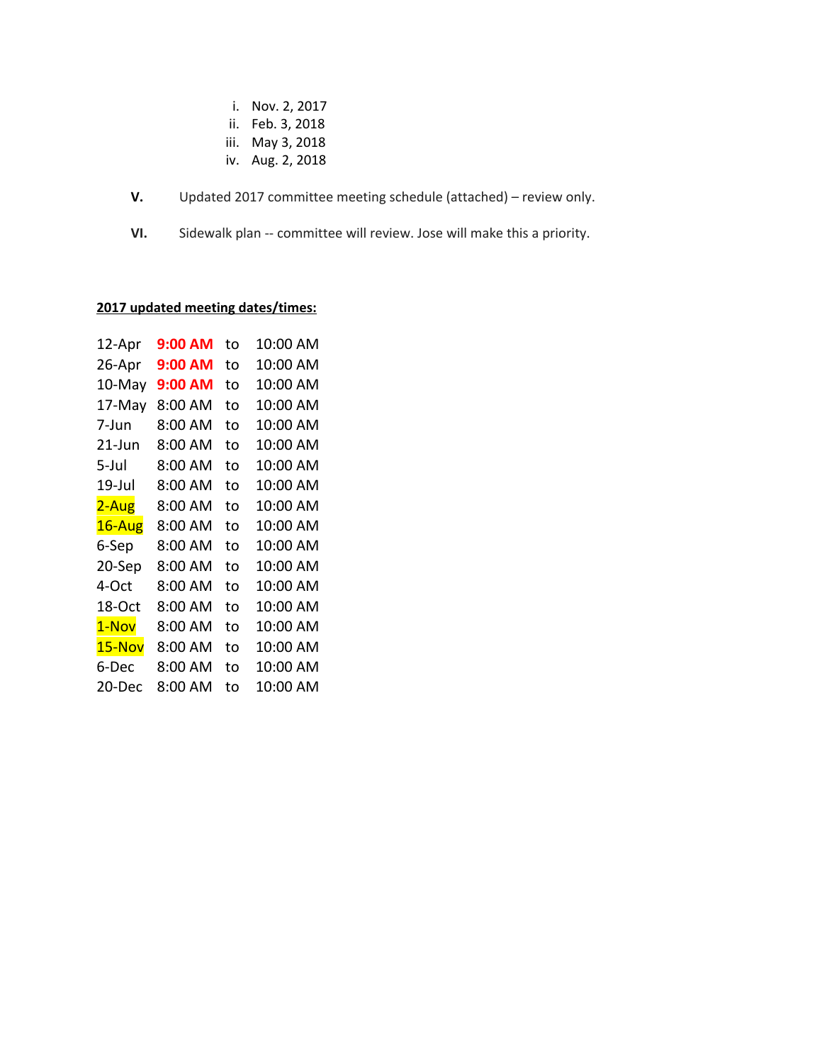i. Nov. 2, 2017
   ii. Feb. 3, 2018
   iii. May 3, 2018
   iv. Aug. 2, 2018

**V.** Updated 2017 committee meeting schedule (attached) – review only.

**VI.** Sidewalk plan -- committee will review. Jose will make this a priority.

**2017 updated meeting dates/times:**

| | | | |
|---|---|---|---|
| 12-Apr | **9:00 AM** | to | 10:00 AM |
| 26-Apr | **9:00 AM** | to | 10:00 AM |
| 10-May | **9:00 AM** | to | 10:00 AM |
| 17-May | 8:00 AM | to | 10:00 AM |
| 7-Jun | 8:00 AM | to | 10:00 AM |
| 21-Jun | 8:00 AM | to | 10:00 AM |
| 5-Jul | 8:00 AM | to | 10:00 AM |
| 19-Jul | 8:00 AM | to | 10:00 AM |
| 2-Aug | 8:00 AM | to | 10:00 AM |
| 16-Aug | 8:00 AM | to | 10:00 AM |
| 6-Sep | 8:00 AM | to | 10:00 AM |
| 20-Sep | 8:00 AM | to | 10:00 AM |
| 4-Oct | 8:00 AM | to | 10:00 AM |
| 18-Oct | 8:00 AM | to | 10:00 AM |
| 1-Nov | 8:00 AM | to | 10:00 AM |
| 15-Nov | 8:00 AM | to | 10:00 AM |
| 6-Dec | 8:00 AM | to | 10:00 AM |
| 20-Dec | 8:00 AM | to | 10:00 AM |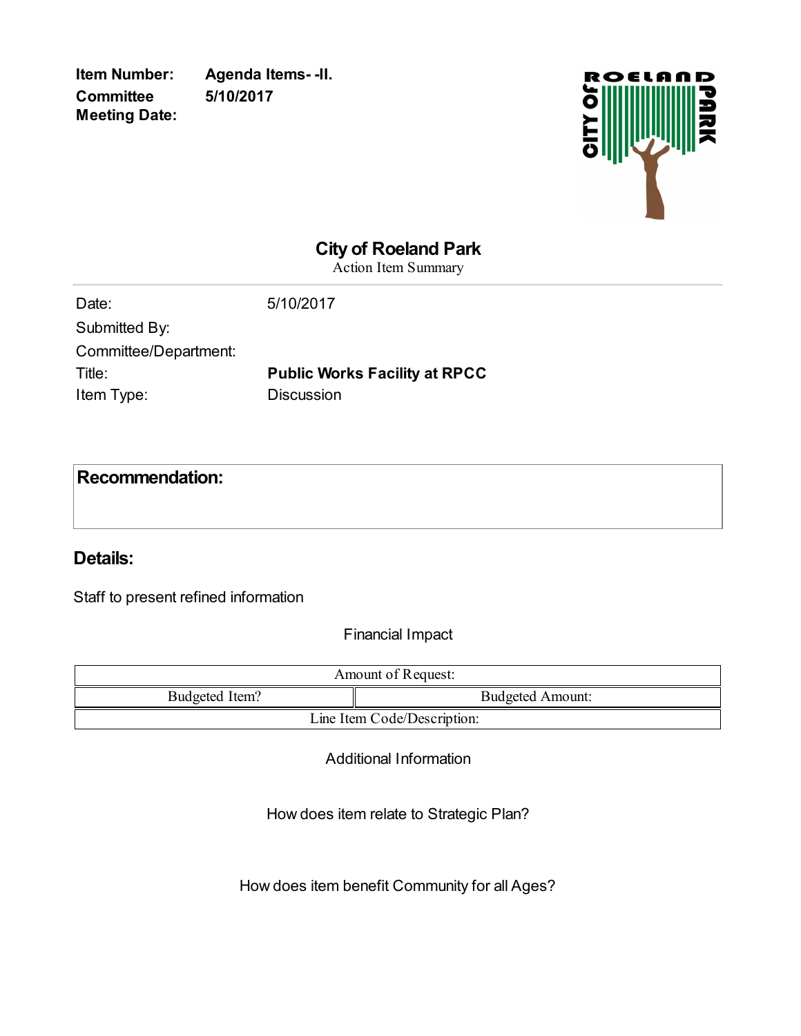**Item Number:** Agenda Items- -II.
**Committee Meeting Date:** 5/10/2017

# City of Roeland Park

Action Item Summary

| | |
|---|---|
| Date: | 5/10/2017 |
| Submitted By: | |
| Committee/Department: | |
| Title: | **Public Works Facility at RPCC** |
| Item Type: | Discussion |

## Recommendation:

## Details:

Staff to present refined information

Financial Impact

| Amount of Request: | |
|---|---|
| Budgeted Item? | Budgeted Amount: |
| Line Item Code/Description: | |

Additional Information

How does item relate to Strategic Plan?

How does item benefit Community for all Ages?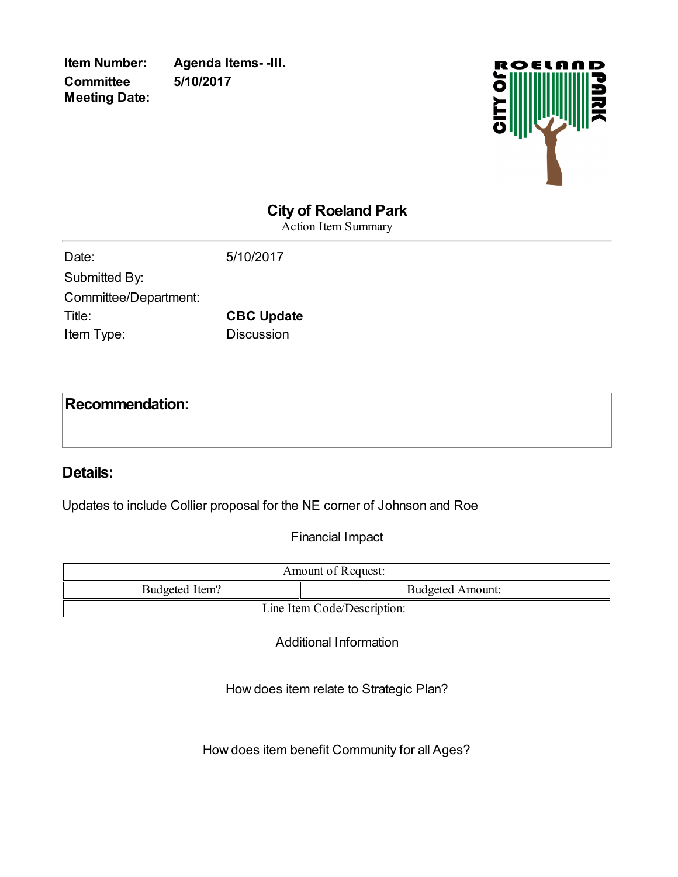**Item Number:** Agenda Items- -III.
**Committee Meeting Date:** 5/10/2017

# City of Roeland Park

Action Item Summary

| | |
|---|---|
| Date: | 5/10/2017 |
| Submitted By: | |
| Committee/Department: | |
| Title: | **CBC Update** |
| Item Type: | Discussion |

## Recommendation:

## Details:

Updates to include Collier proposal for the NE corner of Johnson and Roe

Financial Impact

| Amount of Request: | |
|---|---|
| Budgeted Item? | Budgeted Amount: |
| Line Item Code/Description: | |

Additional Information

How does item relate to Strategic Plan?

How does item benefit Community for all Ages?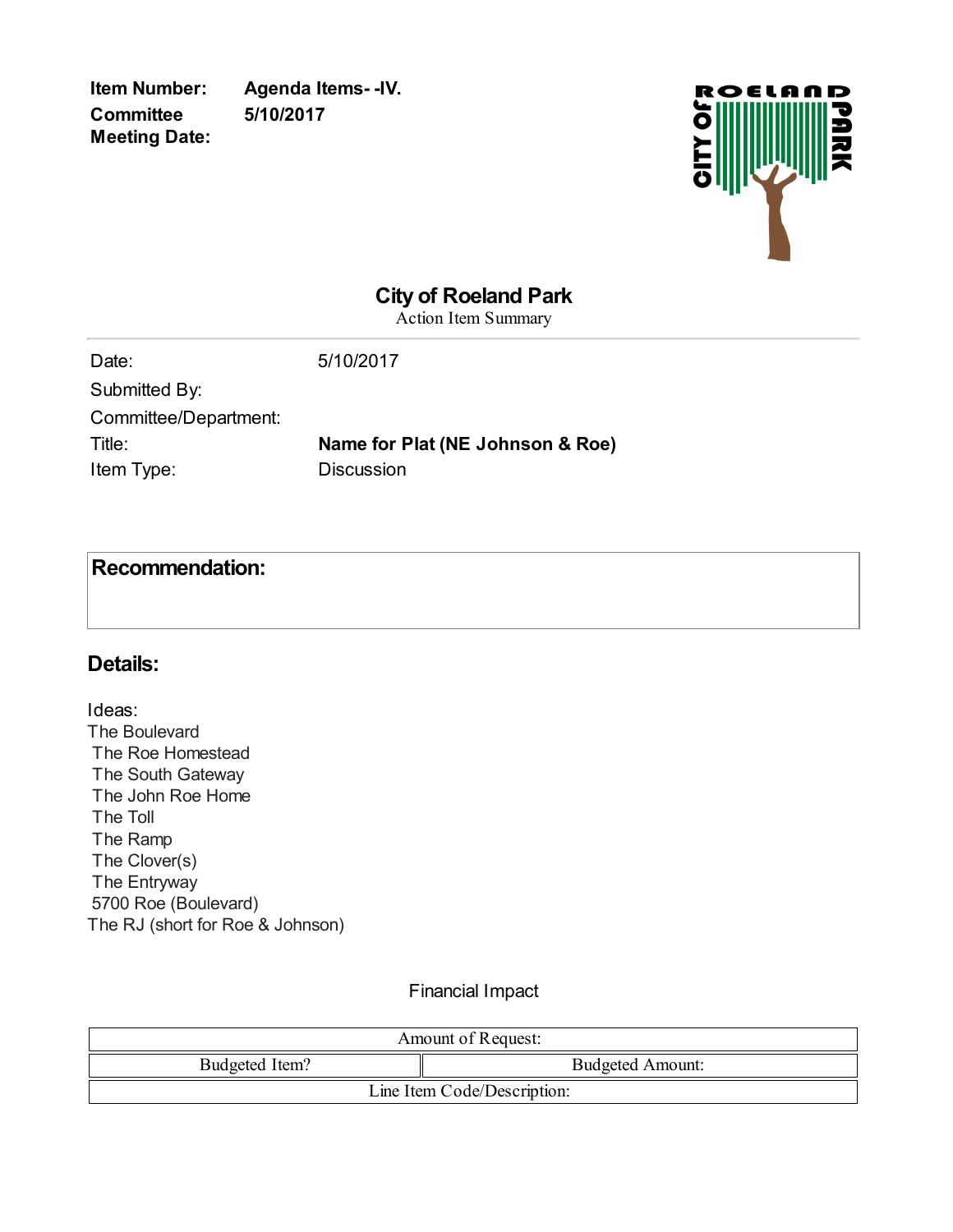**Item Number:** Agenda Items- -IV.
**Committee Meeting Date:** 5/10/2017

# City of Roeland Park

Action Item Summary

| | |
|---|---|
| Date: | 5/10/2017 |
| Submitted By: | |
| Committee/Department: | |
| Title: | **Name for Plat (NE Johnson & Roe)** |
| Item Type: | Discussion |

## Recommendation:

## Details:

Ideas:
The Boulevard
The Roe Homestead
The South Gateway
The John Roe Home
The Toll
The Ramp
The Clover(s)
The Entryway
5700 Roe (Boulevard)
The RJ (short for Roe & Johnson)

Financial Impact

| Amount of Request: | |
|---|---|
| Budgeted Item? | Budgeted Amount: |
| Line Item Code/Description: | |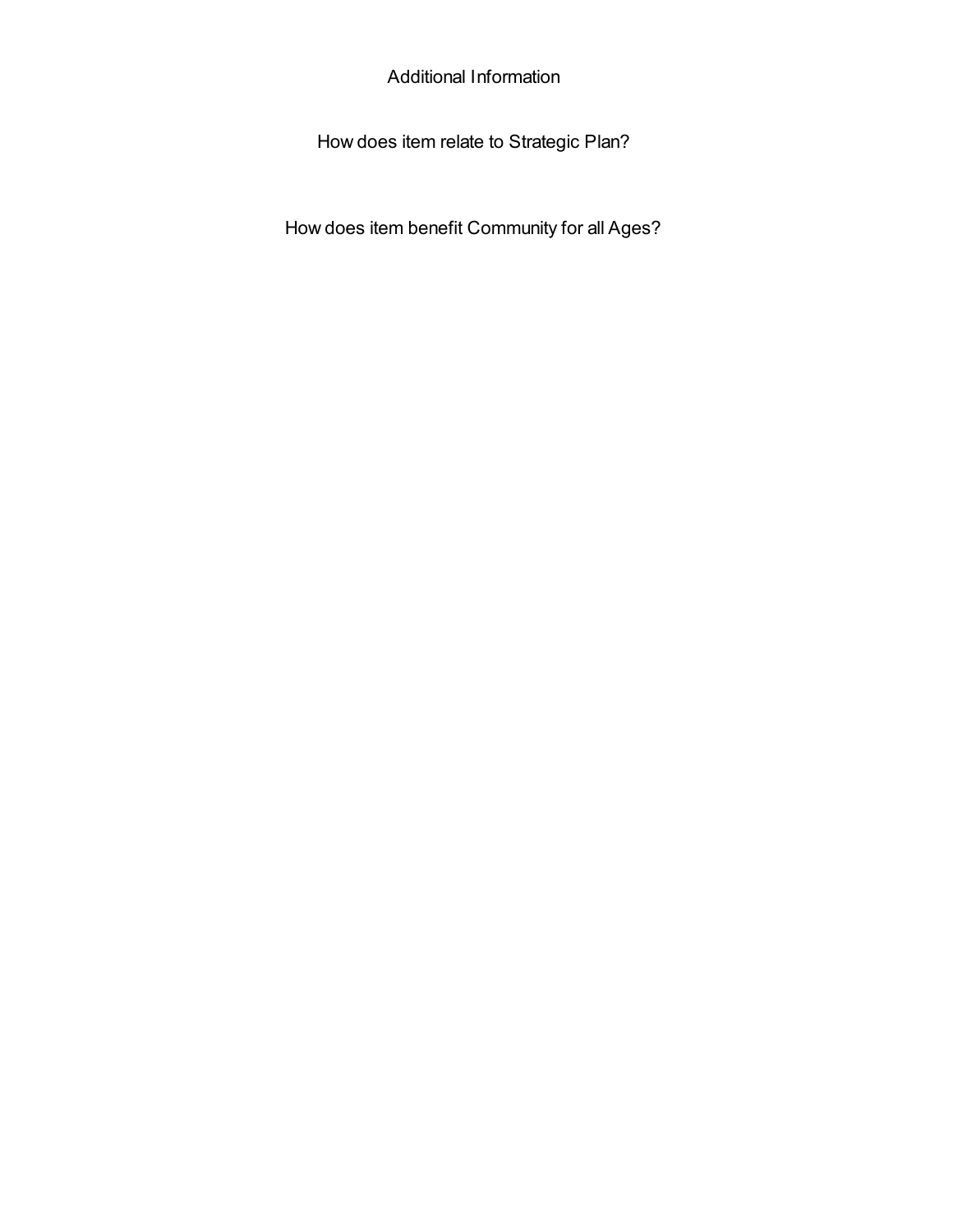## Additional Information

### How does item relate to Strategic Plan?

### How does item benefit Community for all Ages?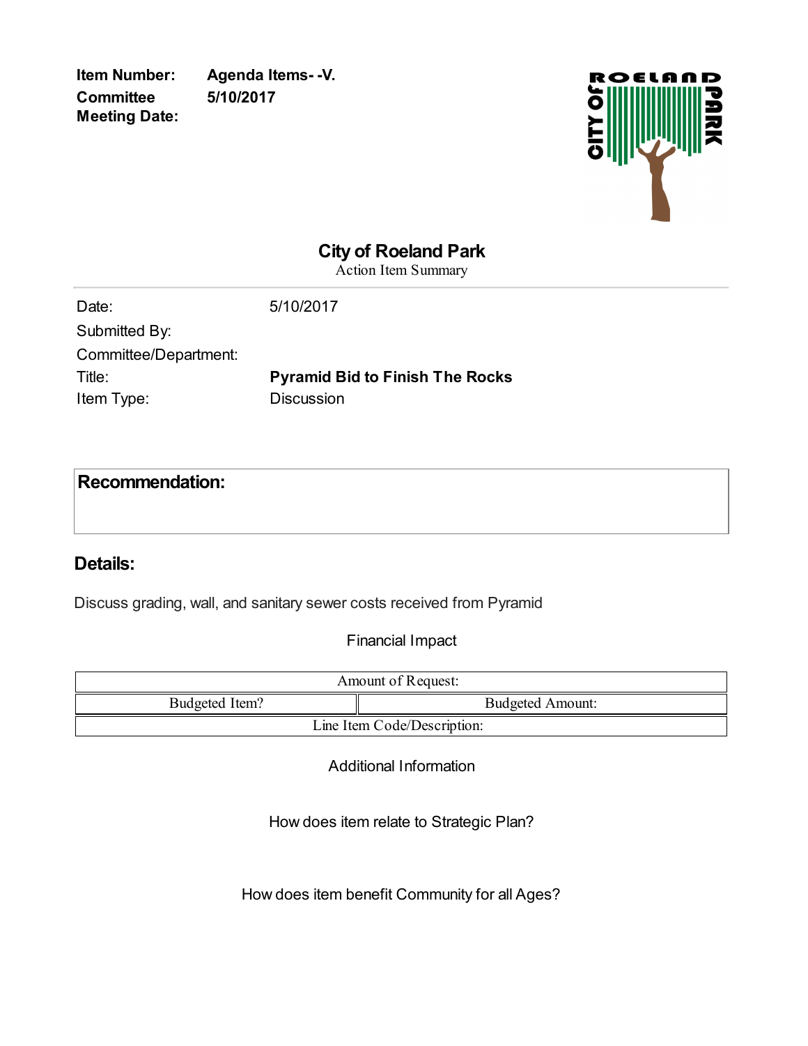| | |
|---|---|
| **Item Number:** | **Agenda Items- -V.** |
| **Committee Meeting Date:** | **5/10/2017** |

# City of Roeland Park

Action Item Summary

| | |
|---|---|
| Date: | 5/10/2017 |
| Submitted By: | |
| Committee/Department: | |
| Title: | **Pyramid Bid to Finish The Rocks** |
| Item Type: | Discussion |

## Recommendation:

## Details:

Discuss grading, wall, and sanitary sewer costs received from Pyramid

Financial Impact

| Amount of Request: | |
|---|---|
| Budgeted Item? | Budgeted Amount: |
| Line Item Code/Description: | |

Additional Information

How does item relate to Strategic Plan?

How does item benefit Community for all Ages?